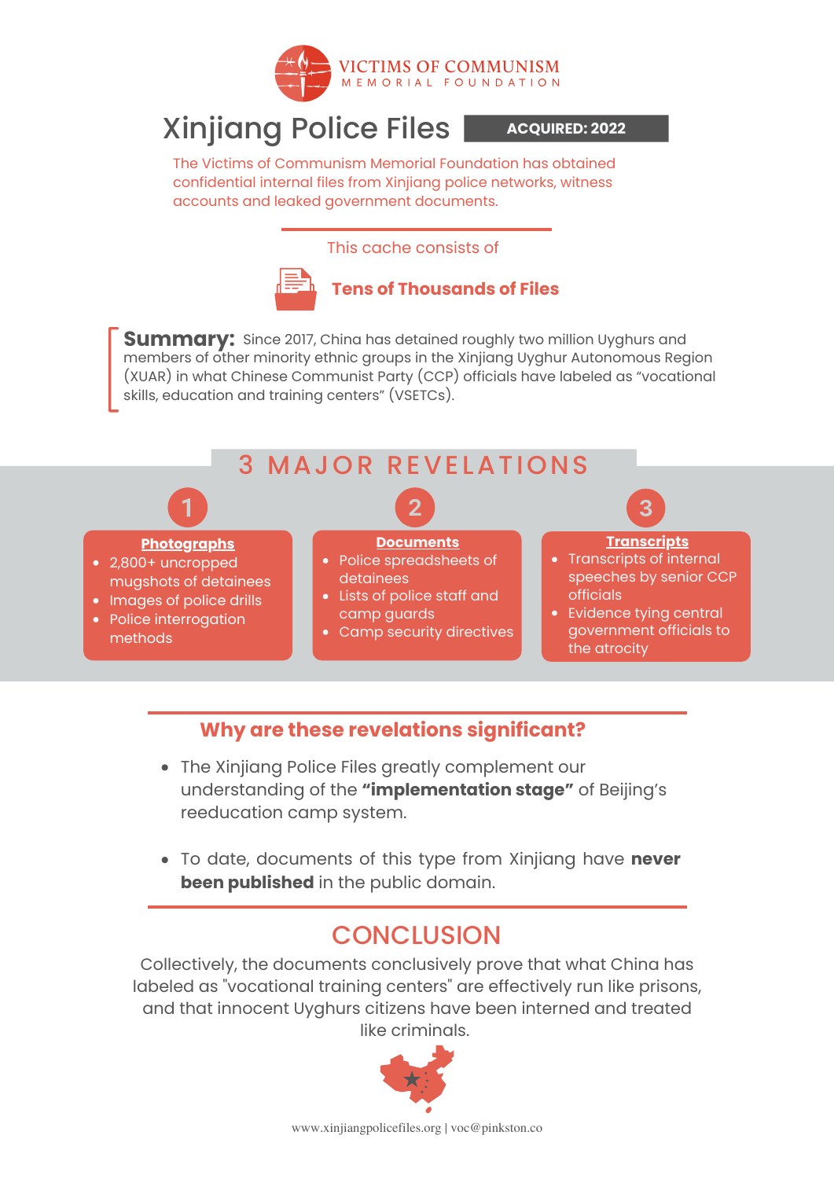VICTIMS OF COMMUNISM
MEMORIAL FOUNDATION

# Xinjiang Police Files

**ACQUIRED: 2022**

The Victims of Communism Memorial Foundation has obtained confidential internal files from Xinjiang police networks, witness accounts and leaked government documents.

This cache consists of

**Tens of Thousands of Files**

**Summary:** Since 2017, China has detained roughly two million Uyghurs and members of other minority ethnic groups in the Xinjiang Uyghur Autonomous Region (XUAR) in what Chinese Communist Party (CCP) officials have labeled as "vocational skills, education and training centers" (VSETCs).

## 3 MAJOR REVELATIONS

### 1. Photographs

- 2,800+ uncropped mugshots of detainees
- Images of police drills
- Police interrogation methods

### 2. Documents

- Police spreadsheets of detainees
- Lists of police staff and camp guards
- Camp security directives

### 3. Transcripts

- Transcripts of internal speeches by senior CCP officials
- Evidence tying central government officials to the atrocity

## Why are these revelations significant?

- The Xinjiang Police Files greatly complement our understanding of the **"implementation stage"** of Beijing's reeducation camp system.
- To date, documents of this type from Xinjiang have **never been published** in the public domain.

## CONCLUSION

Collectively, the documents conclusively prove that what China has labeled as "vocational training centers" are effectively run like prisons, and that innocent Uyghurs citizens have been interned and treated like criminals.

www.xinjiangpolicefiles.org | voc@pinkston.co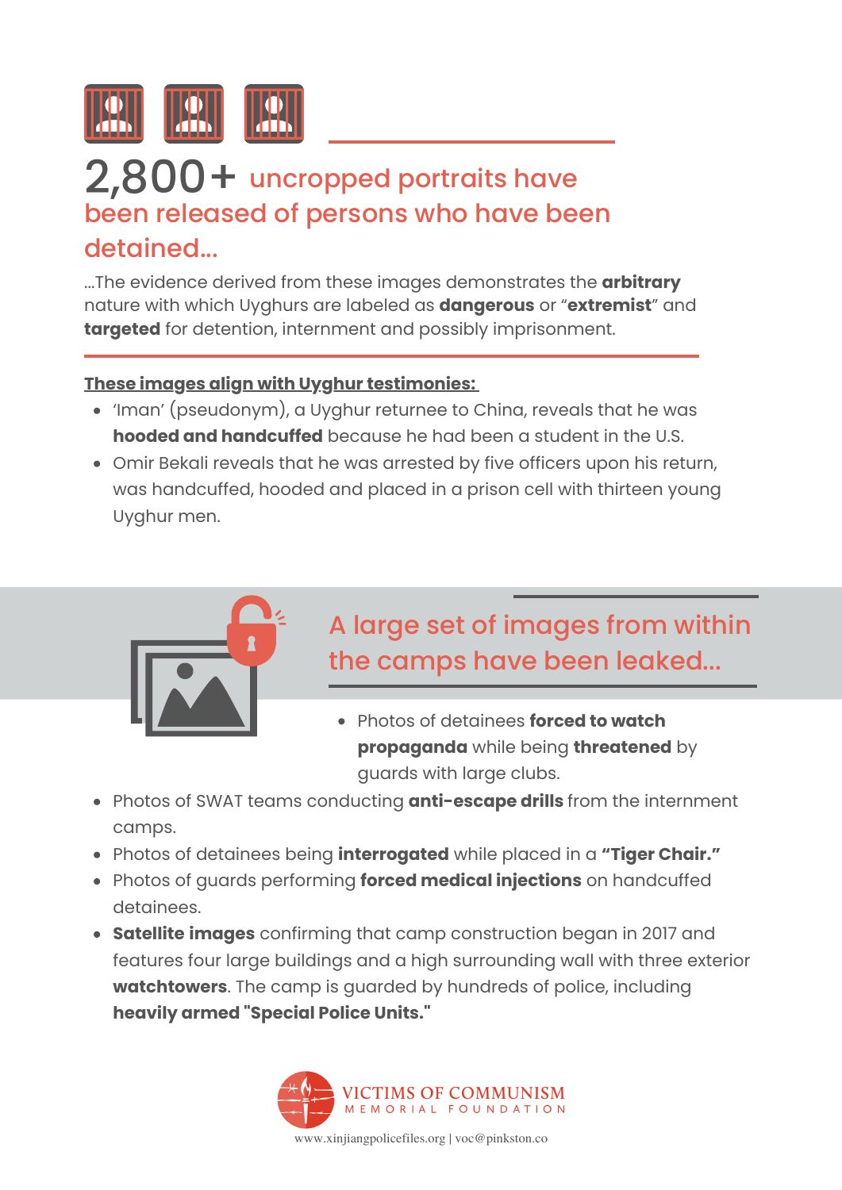## 2,800+ uncropped portraits have been released of persons who have been detained...

...The evidence derived from these images demonstrates the **arbitrary** nature with which Uyghurs are labeled as **dangerous** or "**extremist**" and **targeted** for detention, internment and possibly imprisonment.

**These images align with Uyghur testimonies:**

- 'Iman' (pseudonym), a Uyghur returnee to China, reveals that he was **hooded and handcuffed** because he had been a student in the U.S.
- Omir Bekali reveals that he was arrested by five officers upon his return, was handcuffed, hooded and placed in a prison cell with thirteen young Uyghur men.

## A large set of images from within the camps have been leaked...

- Photos of detainees **forced to watch propaganda** while being **threatened** by guards with large clubs.
- Photos of SWAT teams conducting **anti-escape drills** from the internment camps.
- Photos of detainees being **interrogated** while placed in a **"Tiger Chair."**
- Photos of guards performing **forced medical injections** on handcuffed detainees.
- **Satellite images** confirming that camp construction began in 2017 and features four large buildings and a high surrounding wall with three exterior **watchtowers**. The camp is guarded by hundreds of police, including **heavily armed "Special Police Units."**

VICTIMS OF COMMUNISM MEMORIAL FOUNDATION

www.xinjiangpolicefiles.org | voc@pinkston.co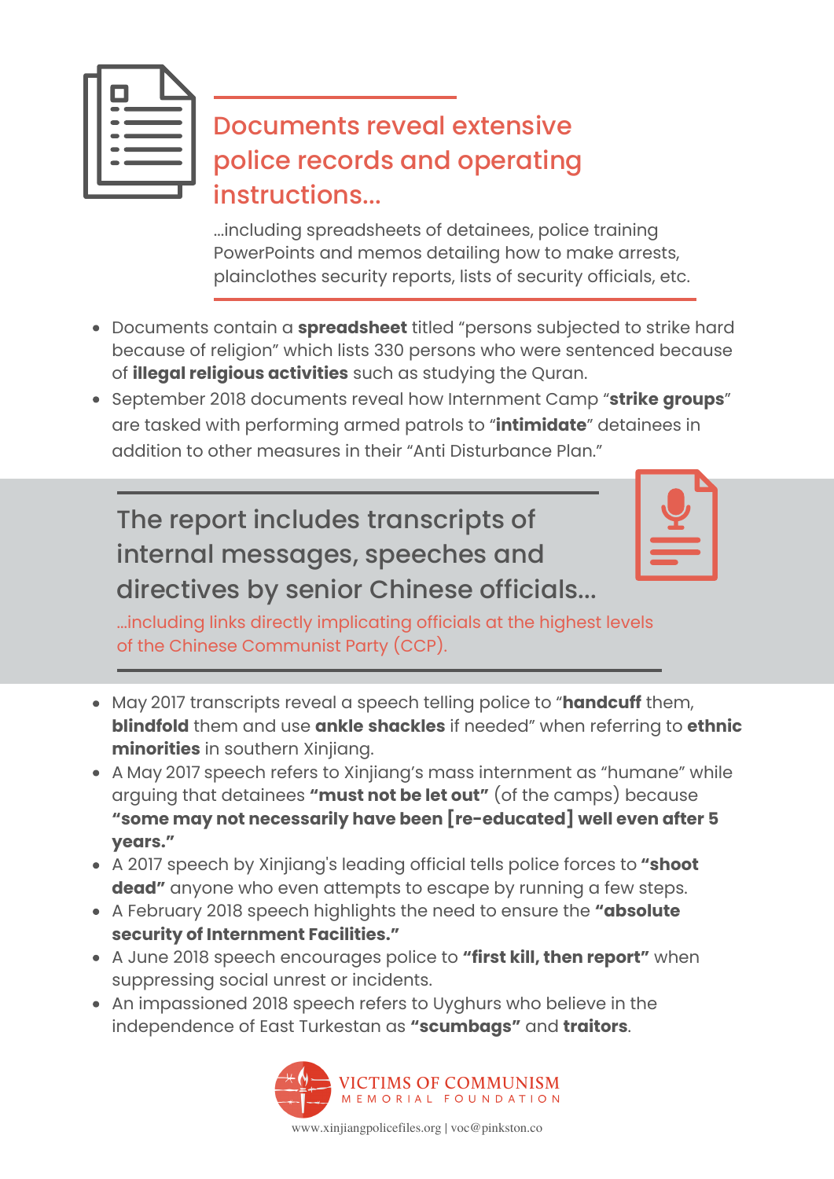## Documents reveal extensive police records and operating instructions...

...including spreadsheets of detainees, police training PowerPoints and memos detailing how to make arrests, plainclothes security reports, lists of security officials, etc.

- Documents contain a **spreadsheet** titled "persons subjected to strike hard because of religion" which lists 330 persons who were sentenced because of **illegal religious activities** such as studying the Quran.
- September 2018 documents reveal how Internment Camp "**strike groups**" are tasked with performing armed patrols to "**intimidate**" detainees in addition to other measures in their "Anti Disturbance Plan."

## The report includes transcripts of internal messages, speeches and directives by senior Chinese officials...

...including links directly implicating officials at the highest levels of the Chinese Communist Party (CCP).

- May 2017 transcripts reveal a speech telling police to "**handcuff** them, **blindfold** them and use **ankle shackles** if needed" when referring to **ethnic minorities** in southern Xinjiang.
- A May 2017 speech refers to Xinjiang's mass internment as "humane" while arguing that detainees **"must not be let out"** (of the camps) because **"some may not necessarily have been [re-educated] well even after 5 years."**
- A 2017 speech by Xinjiang's leading official tells police forces to **"shoot dead"** anyone who even attempts to escape by running a few steps.
- A February 2018 speech highlights the need to ensure the **"absolute security of Internment Facilities."**
- A June 2018 speech encourages police to **"first kill, then report"** when suppressing social unrest or incidents.
- An impassioned 2018 speech refers to Uyghurs who believe in the independence of East Turkestan as **"scumbags"** and **traitors**.

VICTIMS OF COMMUNISM
MEMORIAL FOUNDATION

www.xinjiangpolicefiles.org | voc@pinkston.co